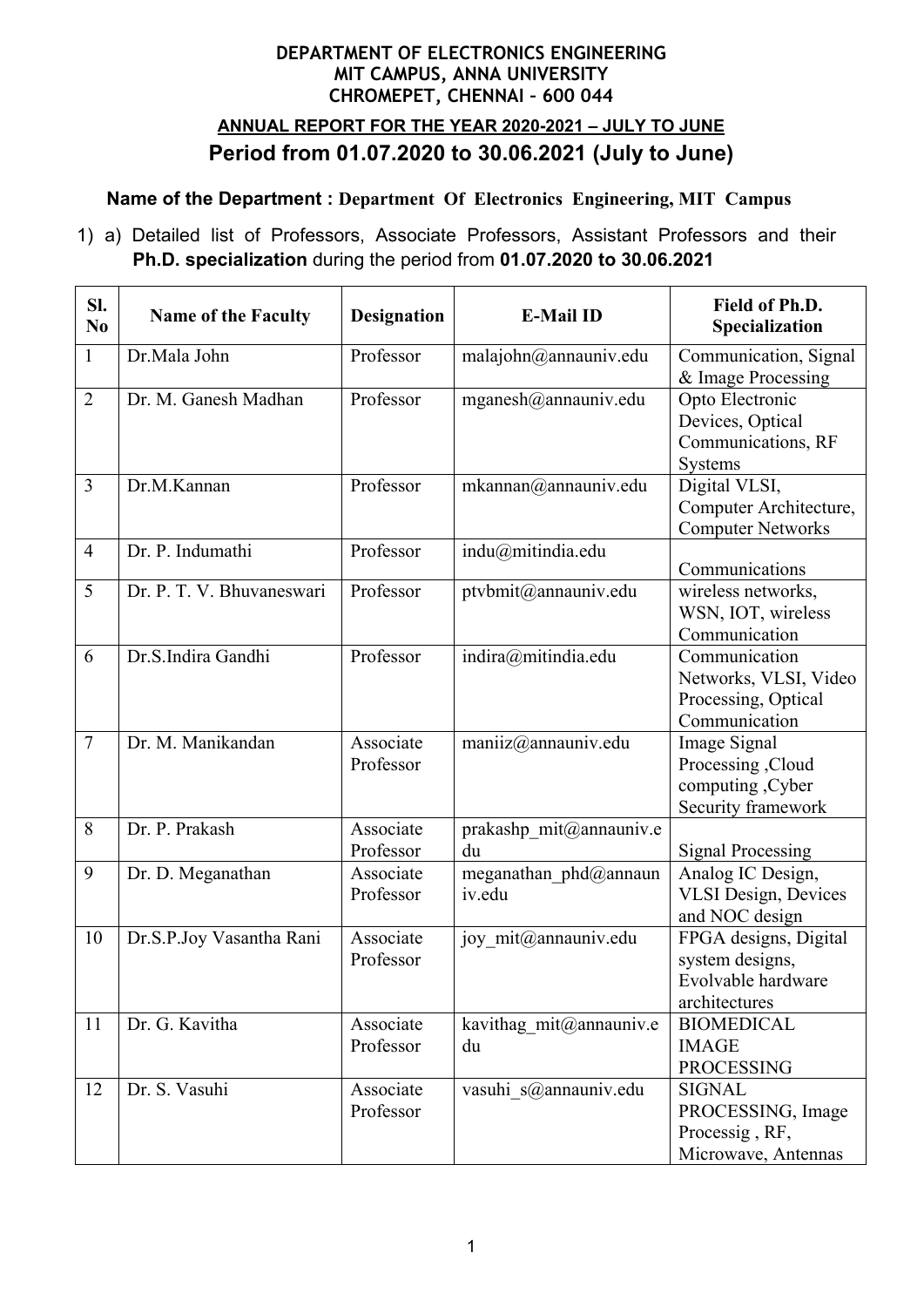**DEPARTMENT OF ELECTRONICS ENGINEERING**
**MIT CAMPUS, ANNA UNIVERSITY**
**CHROMEPET, CHENNAI – 600 044**

**ANNUAL REPORT FOR THE YEAR 2020-2021 – JULY TO JUNE**

## Period from 01.07.2020 to 30.06.2021 (July to June)

**Name of the Department : Department Of Electronics Engineering, MIT Campus**

1) a) Detailed list of Professors, Associate Professors, Assistant Professors and their **Ph.D. specialization** during the period from **01.07.2020 to 30.06.2021**

| Sl. No | Name of the Faculty | Designation | E-Mail ID | Field of Ph.D. Specialization |
|---|---|---|---|---|
| 1 | Dr.Mala John | Professor | malajohn@annauniv.edu | Communication, Signal & Image Processing |
| 2 | Dr. M. Ganesh Madhan | Professor | mganesh@annauniv.edu | Opto Electronic Devices, Optical Communications, RF Systems |
| 3 | Dr.M.Kannan | Professor | mkannan@annauniv.edu | Digital VLSI, Computer Architecture, Computer Networks |
| 4 | Dr. P. Indumathi | Professor | indu@mitindia.edu | Communications |
| 5 | Dr. P. T. V. Bhuvaneswari | Professor | ptvbmit@annauniv.edu | wireless networks, WSN, IOT, wireless Communication |
| 6 | Dr.S.Indira Gandhi | Professor | indira@mitindia.edu | Communication Networks, VLSI, Video Processing, Optical Communication |
| 7 | Dr. M. Manikandan | Associate Professor | maniiz@annauniv.edu | Image Signal Processing ,Cloud computing ,Cyber Security framework |
| 8 | Dr. P. Prakash | Associate Professor | prakashp_mit@annauniv.edu | Signal Processing |
| 9 | Dr. D. Meganathan | Associate Professor | meganathan_phd@annauniv.edu | Analog IC Design, VLSI Design, Devices and NOC design |
| 10 | Dr.S.P.Joy Vasantha Rani | Associate Professor | joy_mit@annauniv.edu | FPGA designs, Digital system designs, Evolvable hardware architectures |
| 11 | Dr. G. Kavitha | Associate Professor | kavithag_mit@annauniv.edu | BIOMEDICAL IMAGE PROCESSING |
| 12 | Dr. S. Vasuhi | Associate Professor | vasuhi_s@annauniv.edu | SIGNAL PROCESSING, Image Processig , RF, Microwave, Antennas |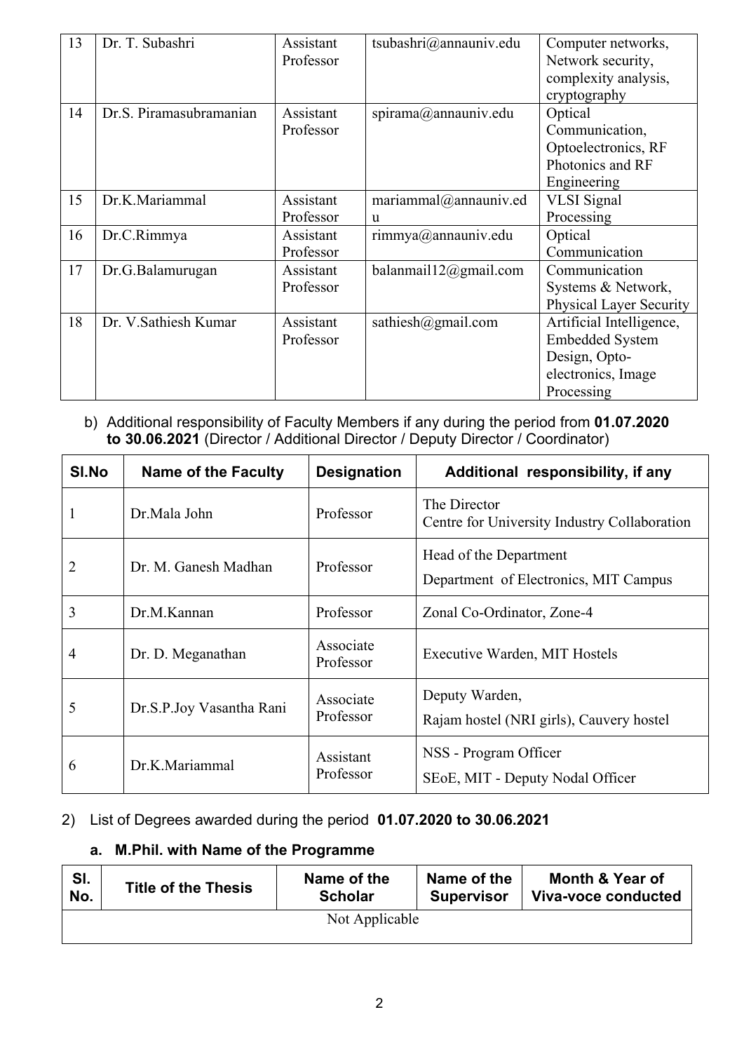| 13 | Dr. T. Subashri | Assistant Professor | tsubashri@annauniv.edu | Computer networks, Network security, complexity analysis, cryptography |
|---|---|---|---|---|
| 14 | Dr.S. Piramasubramanian | Assistant Professor | spirama@annauniv.edu | Optical Communication, Optoelectronics, RF Photonics and RF Engineering |
| 15 | Dr.K.Mariammal | Assistant Professor | mariammal@annauniv.edu | VLSI Signal Processing |
| 16 | Dr.C.Rimmya | Assistant Professor | rimmya@annauniv.edu | Optical Communication |
| 17 | Dr.G.Balamurugan | Assistant Professor | balanmail12@gmail.com | Communication Systems & Network, Physical Layer Security |
| 18 | Dr. V.Sathiesh Kumar | Assistant Professor | sathiesh@gmail.com | Artificial Intelligence, Embedded System Design, Opto-electronics, Image Processing |

b) Additional responsibility of Faculty Members if any during the period from **01.07.2020 to 30.06.2021** (Director / Additional Director / Deputy Director / Coordinator)

| Sl.No | Name of the Faculty | Designation | Additional responsibility, if any |
|---|---|---|---|
| 1 | Dr.Mala John | Professor | The Director<br>Centre for University Industry Collaboration |
| 2 | Dr. M. Ganesh Madhan | Professor | Head of the Department<br>Department of Electronics, MIT Campus |
| 3 | Dr.M.Kannan | Professor | Zonal Co-Ordinator, Zone-4 |
| 4 | Dr. D. Meganathan | Associate Professor | Executive Warden, MIT Hostels |
| 5 | Dr.S.P.Joy Vasantha Rani | Associate Professor | Deputy Warden,<br>Rajam hostel (NRI girls), Cauvery hostel |
| 6 | Dr.K.Mariammal | Assistant Professor | NSS - Program Officer<br>SEoE, MIT - Deputy Nodal Officer |

2) List of Degrees awarded during the period **01.07.2020 to 30.06.2021**

**a. M.Phil. with Name of the Programme**

| Sl. No. | Title of the Thesis | Name of the Scholar | Name of the Supervisor | Month & Year of Viva-voce conducted |
|---|---|---|---|---|
| Not Applicable | | | | |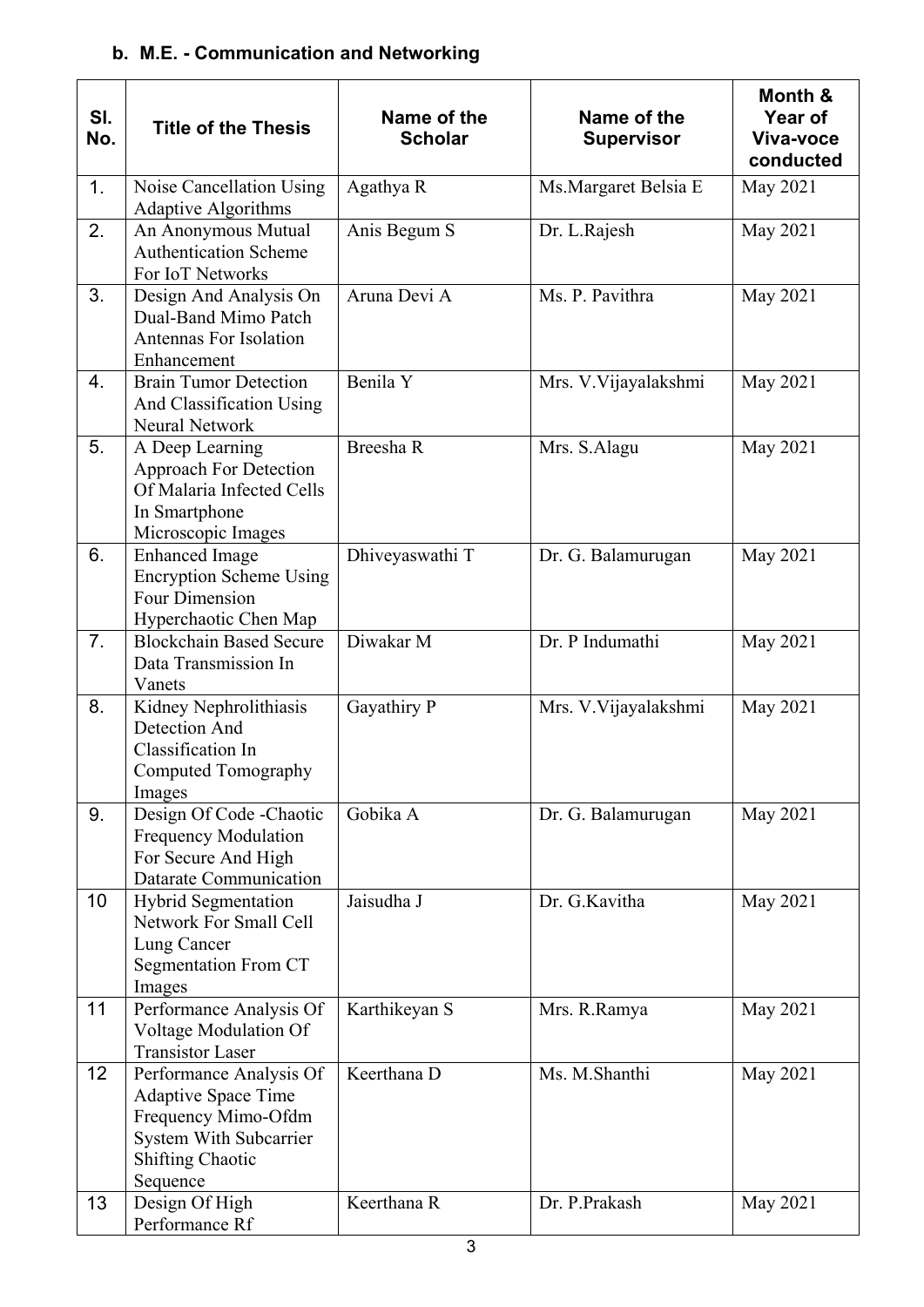### b. M.E. - Communication and Networking

| Sl. No. | Title of the Thesis | Name of the Scholar | Name of the Supervisor | Month & Year of Viva-voce conducted |
|---|---|---|---|---|
| 1. | Noise Cancellation Using Adaptive Algorithms | Agathya R | Ms.Margaret Belsia E | May 2021 |
| 2. | An Anonymous Mutual Authentication Scheme For IoT Networks | Anis Begum S | Dr. L.Rajesh | May 2021 |
| 3. | Design And Analysis On Dual-Band Mimo Patch Antennas For Isolation Enhancement | Aruna Devi A | Ms. P. Pavithra | May 2021 |
| 4. | Brain Tumor Detection And Classification Using Neural Network | Benila Y | Mrs. V.Vijayalakshmi | May 2021 |
| 5. | A Deep Learning Approach For Detection Of Malaria Infected Cells In Smartphone Microscopic Images | Breesha R | Mrs. S.Alagu | May 2021 |
| 6. | Enhanced Image Encryption Scheme Using Four Dimension Hyperchaotic Chen Map | Dhiveyaswathi T | Dr. G. Balamurugan | May 2021 |
| 7. | Blockchain Based Secure Data Transmission In Vanets | Diwakar M | Dr. P Indumathi | May 2021 |
| 8. | Kidney Nephrolithiasis Detection And Classification In Computed Tomography Images | Gayathiry P | Mrs. V.Vijayalakshmi | May 2021 |
| 9. | Design Of Code -Chaotic Frequency Modulation For Secure And High Datarate Communication | Gobika A | Dr. G. Balamurugan | May 2021 |
| 10 | Hybrid Segmentation Network For Small Cell Lung Cancer Segmentation From CT Images | Jaisudha J | Dr. G.Kavitha | May 2021 |
| 11 | Performance Analysis Of Voltage Modulation Of Transistor Laser | Karthikeyan S | Mrs. R.Ramya | May 2021 |
| 12 | Performance Analysis Of Adaptive Space Time Frequency Mimo-Ofdm System With Subcarrier Shifting Chaotic Sequence | Keerthana D | Ms. M.Shanthi | May 2021 |
| 13 | Design Of High Performance Rf | Keerthana R | Dr. P.Prakash | May 2021 |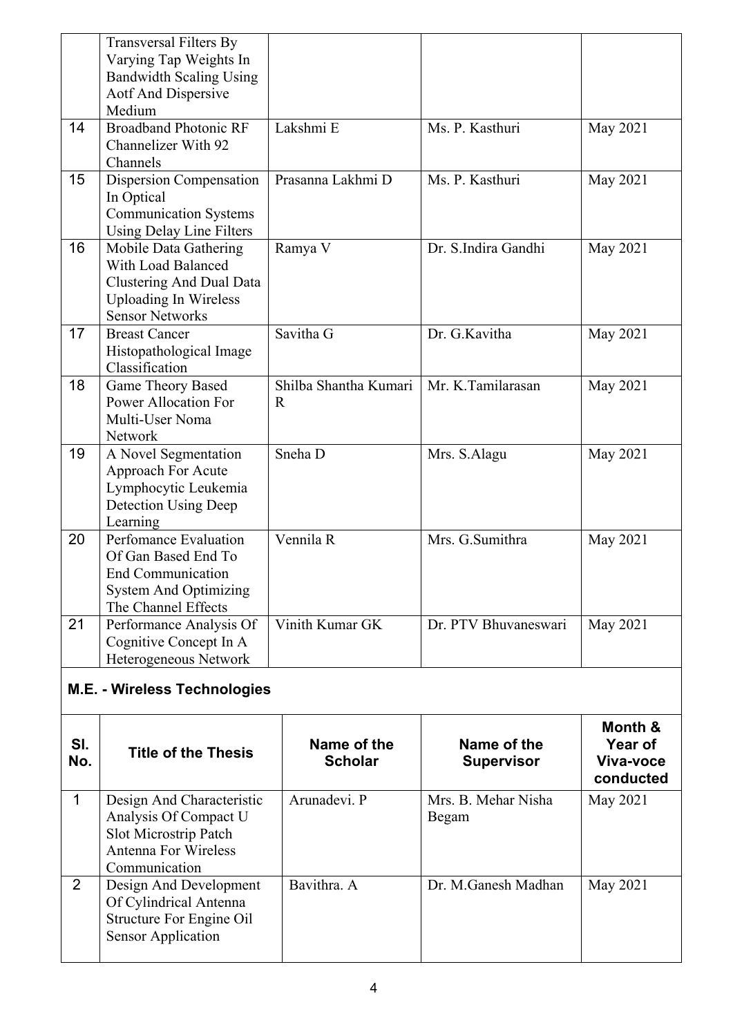| | | | | |
|---|---|---|---|---|
| | Transversal Filters By Varying Tap Weights In Bandwidth Scaling Using Aotf And Dispersive Medium | | | |
| 14 | Broadband Photonic RF Channelizer With 92 Channels | Lakshmi E | Ms. P. Kasthuri | May 2021 |
| 15 | Dispersion Compensation In Optical Communication Systems Using Delay Line Filters | Prasanna Lakhmi D | Ms. P. Kasthuri | May 2021 |
| 16 | Mobile Data Gathering With Load Balanced Clustering And Dual Data Uploading In Wireless Sensor Networks | Ramya V | Dr. S.Indira Gandhi | May 2021 |
| 17 | Breast Cancer Histopathological Image Classification | Savitha G | Dr. G.Kavitha | May 2021 |
| 18 | Game Theory Based Power Allocation For Multi-User Noma Network | Shilba Shantha Kumari R | Mr. K.Tamilarasan | May 2021 |
| 19 | A Novel Segmentation Approach For Acute Lymphocytic Leukemia Detection Using Deep Learning | Sneha D | Mrs. S.Alagu | May 2021 |
| 20 | Perfomance Evaluation Of Gan Based End To End Communication System And Optimizing The Channel Effects | Vennila R | Mrs. G.Sumithra | May 2021 |
| 21 | Performance Analysis Of Cognitive Concept In A Heterogeneous Network | Vinith Kumar GK | Dr. PTV Bhuvaneswari | May 2021 |

**M.E. - Wireless Technologies**

| Sl. No. | Title of the Thesis | Name of the Scholar | Name of the Supervisor | Month & Year of Viva-voce conducted |
|---|---|---|---|---|
| 1 | Design And Characteristic Analysis Of Compact U Slot Microstrip Patch Antenna For Wireless Communication | Arunadevi. P | Mrs. B. Mehar Nisha Begam | May 2021 |
| 2 | Design And Development Of Cylindrical Antenna Structure For Engine Oil Sensor Application | Bavithra. A | Dr. M.Ganesh Madhan | May 2021 |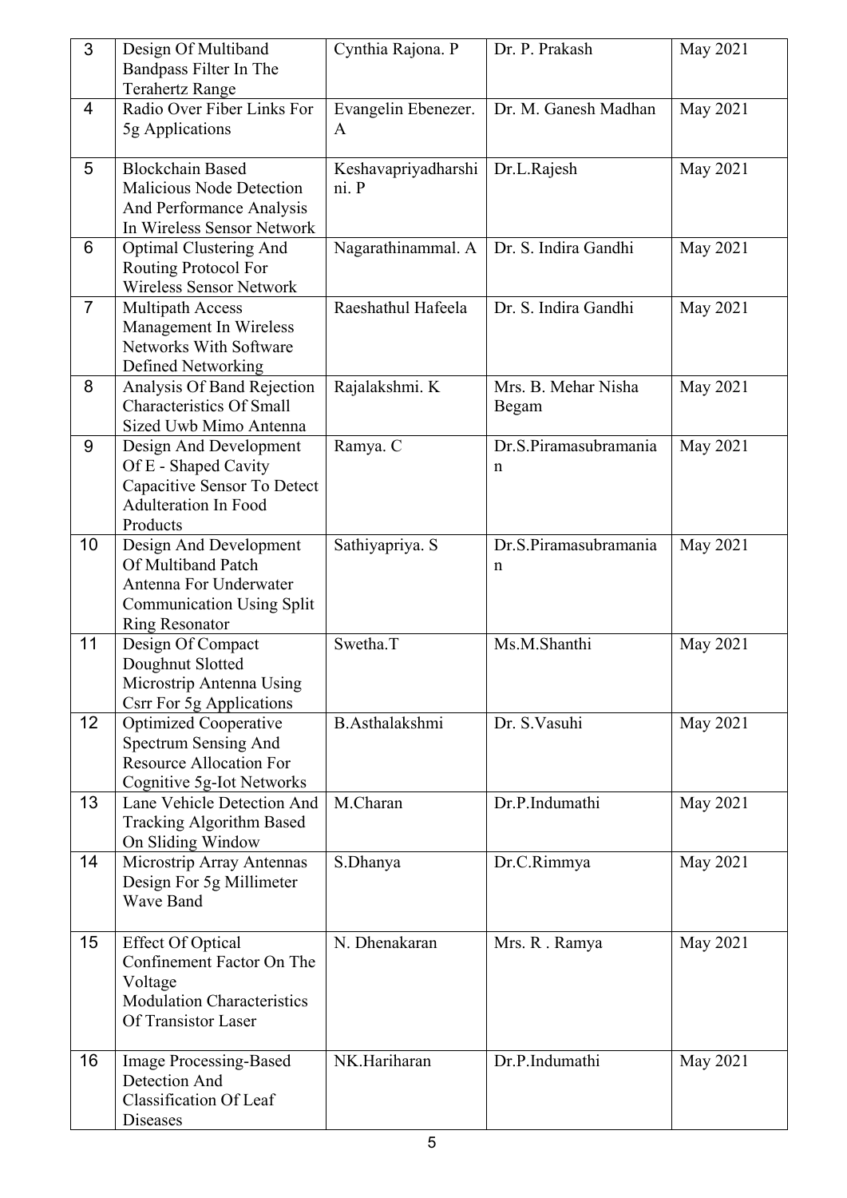| 3 | Design Of Multiband Bandpass Filter In The Terahertz Range | Cynthia Rajona. P | Dr. P. Prakash | May 2021 |
|---|---|---|---|---|
| 4 | Radio Over Fiber Links For 5g Applications | Evangelin Ebenezer. A | Dr. M. Ganesh Madhan | May 2021 |
| 5 | Blockchain Based Malicious Node Detection And Performance Analysis In Wireless Sensor Network | Keshavapriyadharshini. P | Dr.L.Rajesh | May 2021 |
| 6 | Optimal Clustering And Routing Protocol For Wireless Sensor Network | Nagarathinammal. A | Dr. S. Indira Gandhi | May 2021 |
| 7 | Multipath Access Management In Wireless Networks With Software Defined Networking | Raeshathul Hafeela | Dr. S. Indira Gandhi | May 2021 |
| 8 | Analysis Of Band Rejection Characteristics Of Small Sized Uwb Mimo Antenna | Rajalakshmi. K | Mrs. B. Mehar Nisha Begam | May 2021 |
| 9 | Design And Development Of E - Shaped Cavity Capacitive Sensor To Detect Adulteration In Food Products | Ramya. C | Dr.S.Piramasubramanian | May 2021 |
| 10 | Design And Development Of Multiband Patch Antenna For Underwater Communication Using Split Ring Resonator | Sathiyapriya. S | Dr.S.Piramasubramanian | May 2021 |
| 11 | Design Of Compact Doughnut Slotted Microstrip Antenna Using Csrr For 5g Applications | Swetha.T | Ms.M.Shanthi | May 2021 |
| 12 | Optimized Cooperative Spectrum Sensing And Resource Allocation For Cognitive 5g-Iot Networks | B.Asthalakshmi | Dr. S.Vasuhi | May 2021 |
| 13 | Lane Vehicle Detection And Tracking Algorithm Based On Sliding Window | M.Charan | Dr.P.Indumathi | May 2021 |
| 14 | Microstrip Array Antennas Design For 5g Millimeter Wave Band | S.Dhanya | Dr.C.Rimmya | May 2021 |
| 15 | Effect Of Optical Confinement Factor On The Voltage Modulation Characteristics Of Transistor Laser | N. Dhenakaran | Mrs. R . Ramya | May 2021 |
| 16 | Image Processing-Based Detection And Classification Of Leaf Diseases | NK.Hariharan | Dr.P.Indumathi | May 2021 |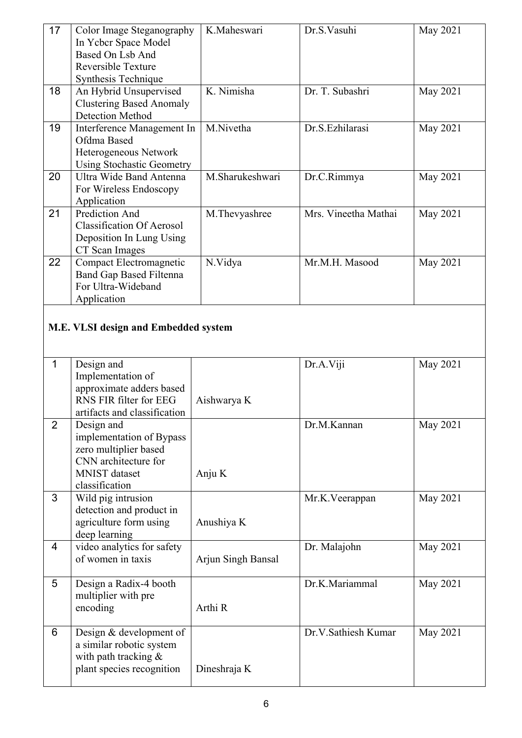| 17 | Color Image Steganography In Ycbcr Space Model Based On Lsb And Reversible Texture Synthesis Technique | K.Maheswari | Dr.S.Vasuhi | May 2021 |
|---|---|---|---|---|
| 18 | An Hybrid Unsupervised Clustering Based Anomaly Detection Method | K. Nimisha | Dr. T. Subashri | May 2021 |
| 19 | Interference Management In Ofdma Based Heterogeneous Network Using Stochastic Geometry | M.Nivetha | Dr.S.Ezhilarasi | May 2021 |
| 20 | Ultra Wide Band Antenna For Wireless Endoscopy Application | M.Sharukeshwari | Dr.C.Rimmya | May 2021 |
| 21 | Prediction And Classification Of Aerosol Deposition In Lung Using CT Scan Images | M.Thevyashree | Mrs. Vineetha Mathai | May 2021 |
| 22 | Compact Electromagnetic Band Gap Based Filtenna For Ultra-Wideband Application | N.Vidya | Mr.M.H. Masood | May 2021 |

**M.E. VLSI design and Embedded system**

| 1 | Design and Implementation of approximate adders based RNS FIR filter for EEG artifacts and classification | Aishwarya K | Dr.A.Viji | May 2021 |
|---|---|---|---|---|
| 2 | Design and implementation of Bypass zero multiplier based CNN architecture for MNIST dataset classification | Anju K | Dr.M.Kannan | May 2021 |
| 3 | Wild pig intrusion detection and product in agriculture form using deep learning | Anushiya K | Mr.K.Veerappan | May 2021 |
| 4 | video analytics for safety of women in taxis | Arjun Singh Bansal | Dr. Malajohn | May 2021 |
| 5 | Design a Radix-4 booth multiplier with pre encoding | Arthi R | Dr.K.Mariammal | May 2021 |
| 6 | Design & development of a similar robotic system with path tracking & plant species recognition | Dineshraja K | Dr.V.Sathiesh Kumar | May 2021 |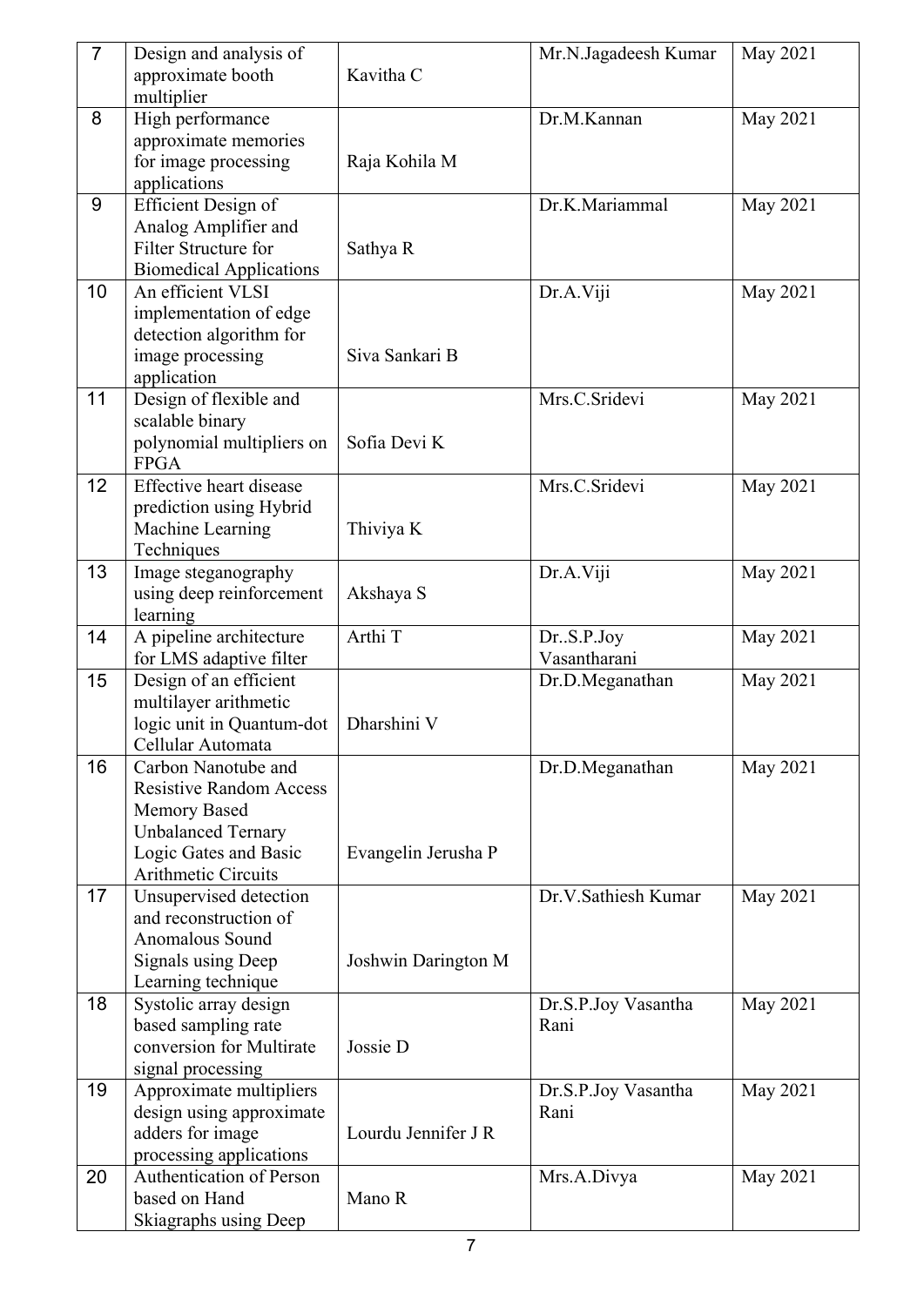| 7 | Design and analysis of approximate booth multiplier | Kavitha C | Mr.N.Jagadeesh Kumar | May 2021 |
|---|---|---|---|---|
| 8 | High performance approximate memories for image processing applications | Raja Kohila M | Dr.M.Kannan | May 2021 |
| 9 | Efficient Design of Analog Amplifier and Filter Structure for Biomedical Applications | Sathya R | Dr.K.Mariammal | May 2021 |
| 10 | An efficient VLSI implementation of edge detection algorithm for image processing application | Siva Sankari B | Dr.A.Viji | May 2021 |
| 11 | Design of flexible and scalable binary polynomial multipliers on FPGA | Sofia Devi K | Mrs.C.Sridevi | May 2021 |
| 12 | Effective heart disease prediction using Hybrid Machine Learning Techniques | Thiviya K | Mrs.C.Sridevi | May 2021 |
| 13 | Image steganography using deep reinforcement learning | Akshaya S | Dr.A.Viji | May 2021 |
| 14 | A pipeline architecture for LMS adaptive filter | Arthi T | Dr..S.P.Joy Vasantharani | May 2021 |
| 15 | Design of an efficient multilayer arithmetic logic unit in Quantum-dot Cellular Automata | Dharshini V | Dr.D.Meganathan | May 2021 |
| 16 | Carbon Nanotube and Resistive Random Access Memory Based Unbalanced Ternary Logic Gates and Basic Arithmetic Circuits | Evangelin Jerusha P | Dr.D.Meganathan | May 2021 |
| 17 | Unsupervised detection and reconstruction of Anomalous Sound Signals using Deep Learning technique | Joshwin Darington M | Dr.V.Sathiesh Kumar | May 2021 |
| 18 | Systolic array design based sampling rate conversion for Multirate signal processing | Jossie D | Dr.S.P.Joy Vasantha Rani | May 2021 |
| 19 | Approximate multipliers design using approximate adders for image processing applications | Lourdu Jennifer J R | Dr.S.P.Joy Vasantha Rani | May 2021 |
| 20 | Authentication of Person based on Hand Skiagraphs using Deep | Mano R | Mrs.A.Divya | May 2021 |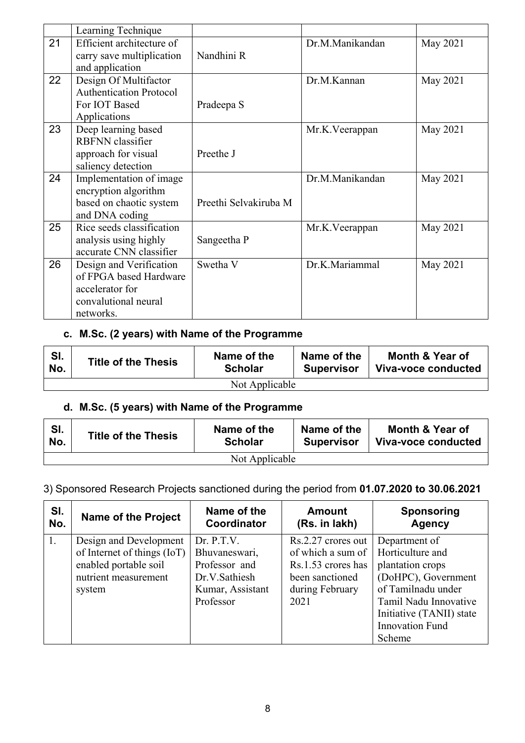|  | Learning Technique |  |  |  |
|---|---|---|---|---|
| 21 | Efficient architecture of carry save multiplication and application | Nandhini R | Dr.M.Manikandan | May 2021 |
| 22 | Design Of Multifactor Authentication Protocol For IOT Based Applications | Pradeepa S | Dr.M.Kannan | May 2021 |
| 23 | Deep learning based RBFNN classifier approach for visual saliency detection | Preethe J | Mr.K.Veerappan | May 2021 |
| 24 | Implementation of image encryption algorithm based on chaotic system and DNA coding | Preethi Selvakiruba M | Dr.M.Manikandan | May 2021 |
| 25 | Rice seeds classification analysis using highly accurate CNN classifier | Sangeetha P | Mr.K.Veerappan | May 2021 |
| 26 | Design and Verification of FPGA based Hardware accelerator for convalutional neural networks. | Swetha V | Dr.K.Mariammal | May 2021 |

### c. M.Sc. (2 years) with Name of the Programme

| Sl. No. | Title of the Thesis | Name of the Scholar | Name of the Supervisor | Month & Year of Viva-voce conducted |
|---|---|---|---|---|
| Not Applicable | | | | |

### d. M.Sc. (5 years) with Name of the Programme

| Sl. No. | Title of the Thesis | Name of the Scholar | Name of the Supervisor | Month & Year of Viva-voce conducted |
|---|---|---|---|---|
| Not Applicable | | | | |

3) Sponsored Research Projects sanctioned during the period from **01.07.2020 to 30.06.2021**

| Sl. No. | Name of the Project | Name of the Coordinator | Amount (Rs. in lakh) | Sponsoring Agency |
|---|---|---|---|---|
| 1. | Design and Development of Internet of things (IoT) enabled portable soil nutrient measurement system | Dr. P.T.V. Bhuvaneswari, Professor and Dr.V.Sathiesh Kumar, Assistant Professor | Rs.2.27 crores out of which a sum of Rs.1.53 crores has been sanctioned during February 2021 | Department of Horticulture and plantation crops (DoHPC), Government of Tamilnadu under Tamil Nadu Innovative Initiative (TANII) state Innovation Fund Scheme |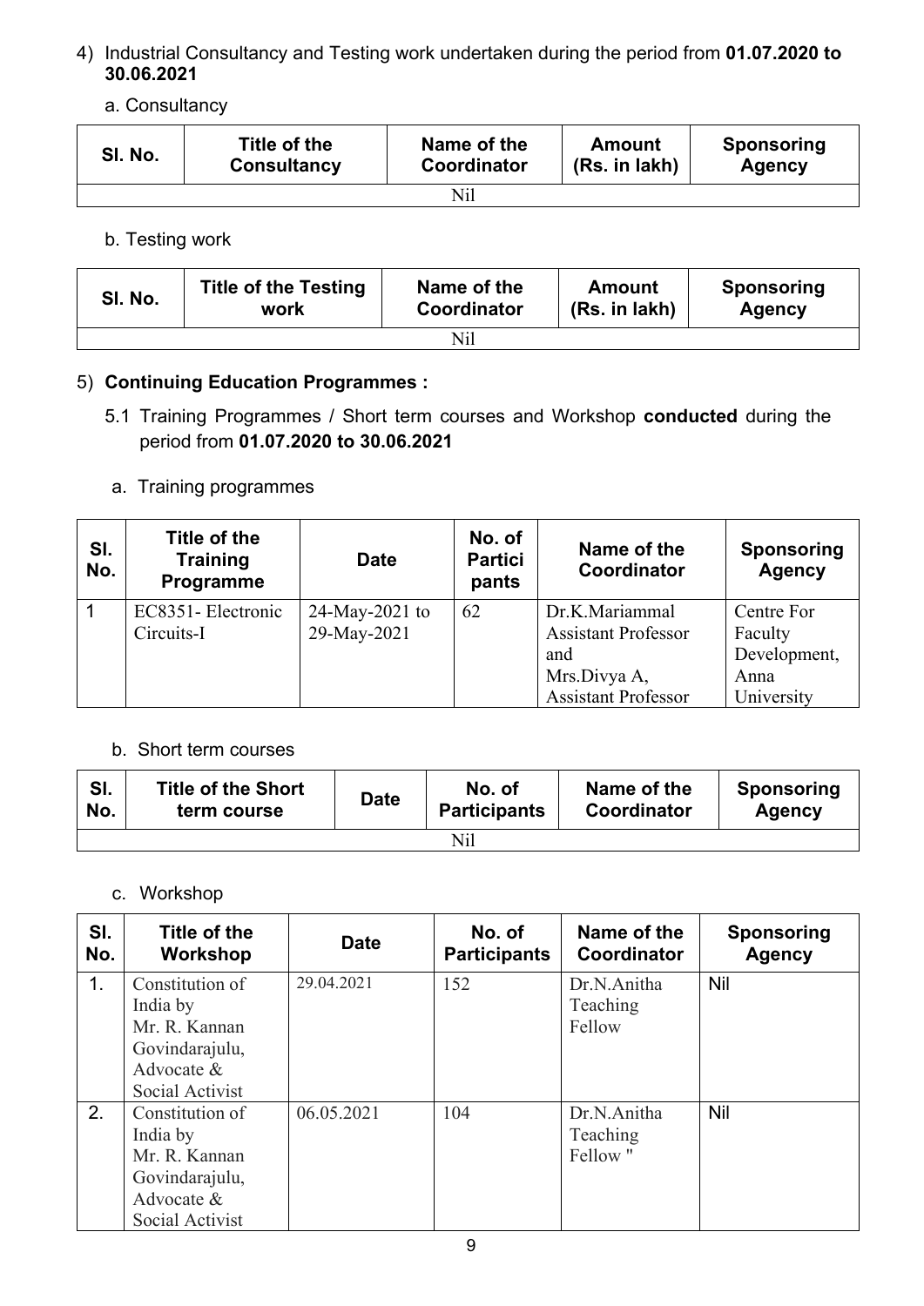4) Industrial Consultancy and Testing work undertaken during the period from **01.07.2020 to 30.06.2021**

a. Consultancy

| Sl. No. | Title of the Consultancy | Name of the Coordinator | Amount (Rs. in lakh) | Sponsoring Agency |
|---|---|---|---|---|
| Nil | | | | |

b. Testing work

| Sl. No. | Title of the Testing work | Name of the Coordinator | Amount (Rs. in lakh) | Sponsoring Agency |
|---|---|---|---|---|
| Nil | | | | |

5) **Continuing Education Programmes :**

5.1 Training Programmes / Short term courses and Workshop **conducted** during the period from **01.07.2020 to 30.06.2021**

a. Training programmes

| Sl. No. | Title of the Training Programme | Date | No. of Participants | Name of the Coordinator | Sponsoring Agency |
|---|---|---|---|---|---|
| 1 | EC8351- Electronic Circuits-I | 24-May-2021 to 29-May-2021 | 62 | Dr.K.Mariammal Assistant Professor and Mrs.Divya A, Assistant Professor | Centre For Faculty Development, Anna University |

b. Short term courses

| Sl. No. | Title of the Short term course | Date | No. of Participants | Name of the Coordinator | Sponsoring Agency |
|---|---|---|---|---|---|
| Nil | | | | | |

c. Workshop

| Sl. No. | Title of the Workshop | Date | No. of Participants | Name of the Coordinator | Sponsoring Agency |
|---|---|---|---|---|---|
| 1. | Constitution of India by Mr. R. Kannan Govindarajulu, Advocate & Social Activist | 29.04.2021 | 152 | Dr.N.Anitha Teaching Fellow | Nil |
| 2. | Constitution of India by Mr. R. Kannan Govindarajulu, Advocate & Social Activist | 06.05.2021 | 104 | Dr.N.Anitha Teaching Fellow " | Nil |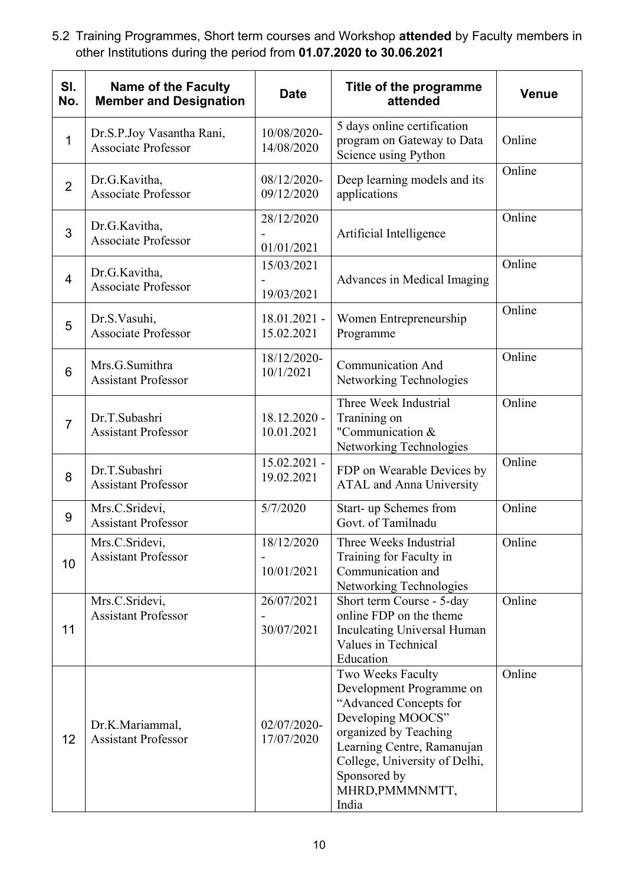5.2 Training Programmes, Short term courses and Workshop **attended** by Faculty members in other Institutions during the period from **01.07.2020 to 30.06.2021**

| Sl. No. | Name of the Faculty Member and Designation | Date | Title of the programme attended | Venue |
|---|---|---|---|---|
| 1 | Dr.S.P.Joy Vasantha Rani, Associate Professor | 10/08/2020-14/08/2020 | 5 days online certification program on Gateway to Data Science using Python | Online |
| 2 | Dr.G.Kavitha, Associate Professor | 08/12/2020-09/12/2020 | Deep learning models and its applications | Online |
| 3 | Dr.G.Kavitha, Associate Professor | 28/12/2020 - 01/01/2021 | Artificial Intelligence | Online |
| 4 | Dr.G.Kavitha, Associate Professor | 15/03/2021 - 19/03/2021 | Advances in Medical Imaging | Online |
| 5 | Dr.S.Vasuhi, Associate Professor | 18.01.2021 - 15.02.2021 | Women Entrepreneurship Programme | Online |
| 6 | Mrs.G.Sumithra Assistant Professor | 18/12/2020-10/1/2021 | Communication And Networking Technologies | Online |
| 7 | Dr.T.Subashri Assistant Professor | 18.12.2020 - 10.01.2021 | Three Week Industrial Tranining on "Communication & Networking Technologies | Online |
| 8 | Dr.T.Subashri Assistant Professor | 15.02.2021 - 19.02.2021 | FDP on Wearable Devices by ATAL and Anna University | Online |
| 9 | Mrs.C.Sridevi, Assistant Professor | 5/7/2020 | Start- up Schemes from Govt. of Tamilnadu | Online |
| 10 | Mrs.C.Sridevi, Assistant Professor | 18/12/2020 - 10/01/2021 | Three Weeks Industrial Training for Faculty in Communication and Networking Technologies | Online |
| 11 | Mrs.C.Sridevi, Assistant Professor | 26/07/2021 - 30/07/2021 | Short term Course - 5-day online FDP on the theme Inculcating Universal Human Values in Technical Education | Online |
| 12 | Dr.K.Mariammal, Assistant Professor | 02/07/2020-17/07/2020 | Two Weeks Faculty Development Programme on "Advanced Concepts for Developing MOOCS" organized by Teaching Learning Centre, Ramanujan College, University of Delhi, Sponsored by MHRD,PMMMNMTT, India | Online |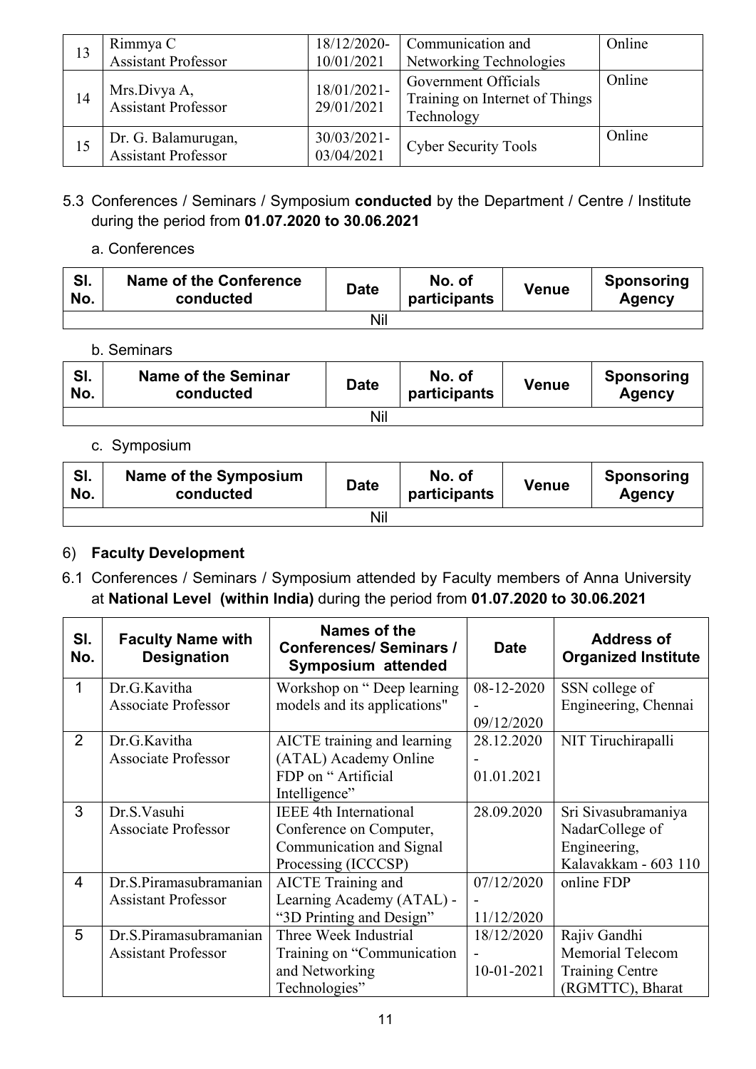| 13 | Rimmya C<br>Assistant Professor | 18/12/2020-<br>10/01/2021 | Communication and Networking Technologies | Online |
|---|---|---|---|---|
| 14 | Mrs.Divya A,<br>Assistant Professor | 18/01/2021-<br>29/01/2021 | Government Officials Training on Internet of Things Technology | Online |
| 15 | Dr. G. Balamurugan,<br>Assistant Professor | 30/03/2021-<br>03/04/2021 | Cyber Security Tools | Online |

5.3 Conferences / Seminars / Symposium **conducted** by the Department / Centre / Institute during the period from **01.07.2020 to 30.06.2021**

a. Conferences

| Sl. No. | Name of the Conference conducted | Date | No. of participants | Venue | Sponsoring Agency |
|---|---|---|---|---|---|
| | | Nil | | | |

b. Seminars

| Sl. No. | Name of the Seminar conducted | Date | No. of participants | Venue | Sponsoring Agency |
|---|---|---|---|---|---|
| | | Nil | | | |

c. Symposium

| Sl. No. | Name of the Symposium conducted | Date | No. of participants | Venue | Sponsoring Agency |
|---|---|---|---|---|---|
| | | Nil | | | |

6) **Faculty Development**

6.1 Conferences / Seminars / Symposium attended by Faculty members of Anna University at **National Level (within India)** during the period from **01.07.2020 to 30.06.2021**

| Sl. No. | Faculty Name with Designation | Names of the Conferences/ Seminars / Symposium attended | Date | Address of Organized Institute |
|---|---|---|---|---|
| 1 | Dr.G.Kavitha<br>Associate Professor | Workshop on " Deep learning models and its applications" | 08-12-2020 - 09/12/2020 | SSN college of Engineering, Chennai |
| 2 | Dr.G.Kavitha<br>Associate Professor | AICTE training and learning (ATAL) Academy Online FDP on " Artificial Intelligence" | 28.12.2020 - 01.01.2021 | NIT Tiruchirapalli |
| 3 | Dr.S.Vasuhi<br>Associate Professor | IEEE 4th International Conference on Computer, Communication and Signal Processing (ICCCSP) | 28.09.2020 | Sri Sivasubramaniya NadarCollege of Engineering, Kalavakkam - 603 110 |
| 4 | Dr.S.Piramasubramanian<br>Assistant Professor | AICTE Training and Learning Academy (ATAL) - "3D Printing and Design" | 07/12/2020 - 11/12/2020 | online FDP |
| 5 | Dr.S.Piramasubramanian<br>Assistant Professor | Three Week Industrial Training on "Communication and Networking Technologies" | 18/12/2020 - 10-01-2021 | Rajiv Gandhi Memorial Telecom Training Centre (RGMTTC), Bharat |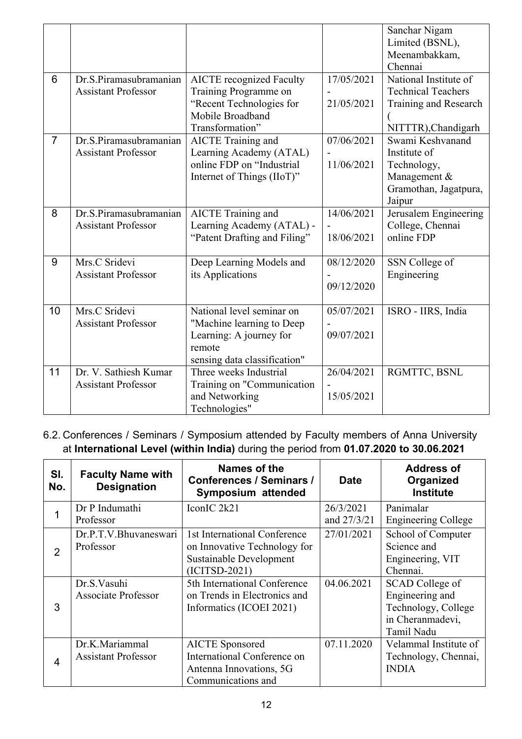|  |  |  |  | Sanchar Nigam Limited (BSNL), Meenambakkam, Chennai |
|---|---|---|---|---|
| 6 | Dr.S.Piramasubramanian Assistant Professor | AICTE recognized Faculty Training Programme on "Recent Technologies for Mobile Broadband Transformation" | 17/05/2021 - 21/05/2021 | National Institute of Technical Teachers Training and Research ( NITTTR),Chandigarh |
| 7 | Dr.S.Piramasubramanian Assistant Professor | AICTE Training and Learning Academy (ATAL) online FDP on "Industrial Internet of Things (IIoT)" | 07/06/2021 - 11/06/2021 | Swami Keshvanand Institute of Technology, Management & Gramothan, Jagatpura, Jaipur |
| 8 | Dr.S.Piramasubramanian Assistant Professor | AICTE Training and Learning Academy (ATAL) - "Patent Drafting and Filing" | 14/06/2021 - 18/06/2021 | Jerusalem Engineering College, Chennai online FDP |
| 9 | Mrs.C Sridevi Assistant Professor | Deep Learning Models and its Applications | 08/12/2020 - 09/12/2020 | SSN College of Engineering |
| 10 | Mrs.C Sridevi Assistant Professor | National level seminar on "Machine learning to Deep Learning: A journey for remote sensing data classification" | 05/07/2021 - 09/07/2021 | ISRO - IIRS, India |
| 11 | Dr. V. Sathiesh Kumar Assistant Professor | Three weeks Industrial Training on "Communication and Networking Technologies" | 26/04/2021 - 15/05/2021 | RGMTTC, BSNL |

6.2. Conferences / Seminars / Symposium attended by Faculty members of Anna University at **International Level (within India)** during the period from **01.07.2020 to 30.06.2021**

| Sl. No. | Faculty Name with Designation | Names of the Conferences / Seminars / Symposium attended | Date | Address of Organized Institute |
|---|---|---|---|---|
| 1 | Dr P Indumathi Professor | IconIC 2k21 | 26/3/2021 and 27/3/21 | Panimalar Engineering College |
| 2 | Dr.P.T.V.Bhuvaneswari Professor | 1st International Conference on Innovative Technology for Sustainable Development (ICITSD-2021) | 27/01/2021 | School of Computer Science and Engineering, VIT Chennai. |
| 3 | Dr.S.Vasuhi Associate Professor | 5th International Conference on Trends in Electronics and Informatics (ICOEI 2021) | 04.06.2021 | SCAD College of Engineering and Technology, College in Cheranmadevi, Tamil Nadu |
| 4 | Dr.K.Mariammal Assistant Professor | AICTE Sponsored International Conference on Antenna Innovations, 5G Communications and | 07.11.2020 | Velammal Institute of Technology, Chennai, INDIA |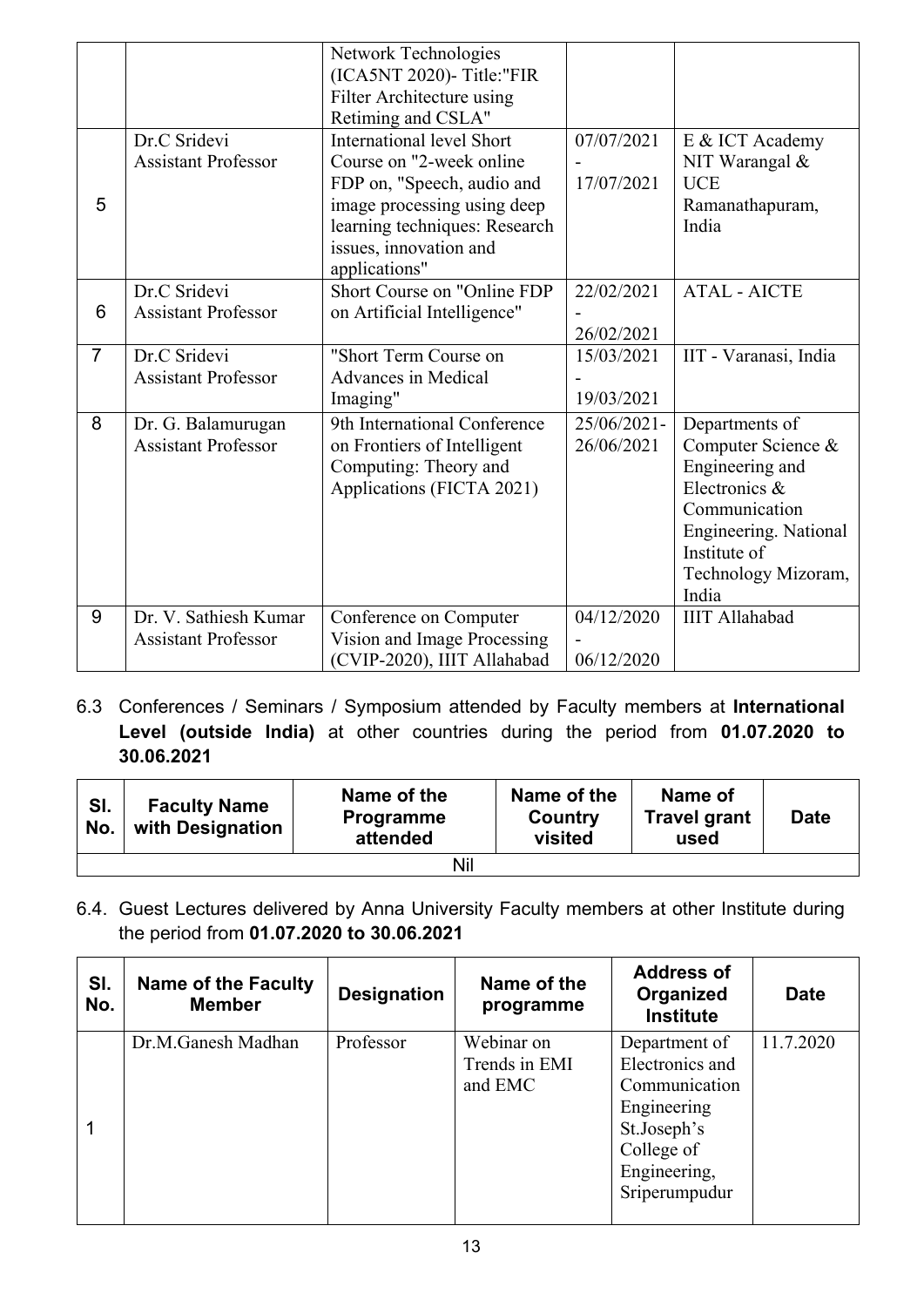|  |  | Network Technologies (ICA5NT 2020)- Title:"FIR Filter Architecture using Retiming and CSLA" |  |  |
|---|---|---|---|---|
| 5 | Dr.C Sridevi Assistant Professor | International level Short Course on "2-week online FDP on, "Speech, audio and image processing using deep learning techniques: Research issues, innovation and applications" | 07/07/2021 - 17/07/2021 | E & ICT Academy NIT Warangal & UCE Ramanathapuram, India |
| 6 | Dr.C Sridevi Assistant Professor | Short Course on "Online FDP on Artificial Intelligence" | 22/02/2021 - 26/02/2021 | ATAL - AICTE |
| 7 | Dr.C Sridevi Assistant Professor | "Short Term Course on Advances in Medical Imaging" | 15/03/2021 - 19/03/2021 | IIT - Varanasi, India |
| 8 | Dr. G. Balamurugan Assistant Professor | 9th International Conference on Frontiers of Intelligent Computing: Theory and Applications (FICTA 2021) | 25/06/2021- 26/06/2021 | Departments of Computer Science & Engineering and Electronics & Communication Engineering. National Institute of Technology Mizoram, India |
| 9 | Dr. V. Sathiesh Kumar Assistant Professor | Conference on Computer Vision and Image Processing (CVIP-2020), IIIT Allahabad | 04/12/2020 - 06/12/2020 | IIIT Allahabad |

6.3 Conferences / Seminars / Symposium attended by Faculty members at **International Level (outside India)** at other countries during the period from **01.07.2020 to 30.06.2021**

| Sl. No. | Faculty Name with Designation | Name of the Programme attended | Name of the Country visited | Name of Travel grant used | Date |
|---|---|---|---|---|---|
| Nil |  |  |  |  |  |

6.4. Guest Lectures delivered by Anna University Faculty members at other Institute during the period from **01.07.2020 to 30.06.2021**

| Sl. No. | Name of the Faculty Member | Designation | Name of the programme | Address of Organized Institute | Date |
|---|---|---|---|---|---|
| 1 | Dr.M.Ganesh Madhan | Professor | Webinar on Trends in EMI and EMC | Department of Electronics and Communication Engineering St.Joseph's College of Engineering, Sriperumpudur | 11.7.2020 |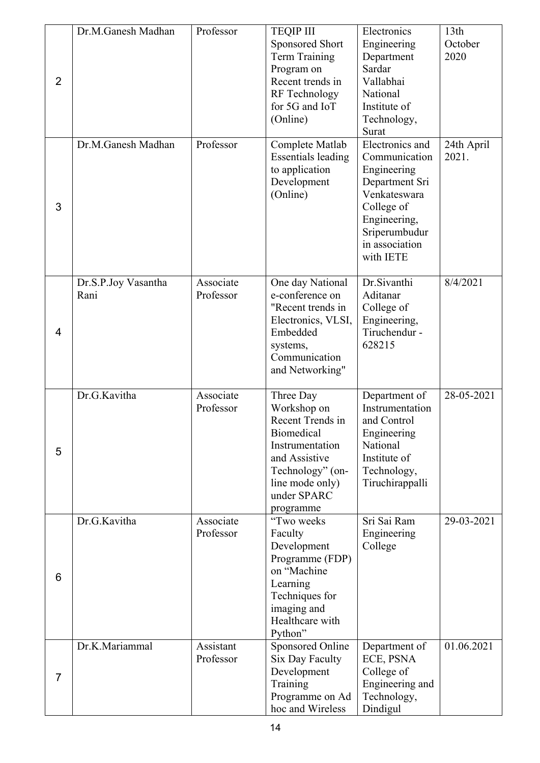| 2 | Dr.M.Ganesh Madhan | Professor | TEQIP III Sponsored Short Term Training Program on Recent trends in RF Technology for 5G and IoT (Online) | Electronics Engineering Department Sardar Vallabhai National Institute of Technology, Surat | 13th October 2020 |
|---|---|---|---|---|---|
| 3 | Dr.M.Ganesh Madhan | Professor | Complete Matlab Essentials leading to application Development (Online) | Electronics and Communication Engineering Department Sri Venkateswara College of Engineering, Sriperumbudur in association with IETE | 24th April 2021. |
| 4 | Dr.S.P.Joy Vasantha Rani | Associate Professor | One day National e-conference on "Recent trends in Electronics, VLSI, Embedded systems, Communication and Networking" | Dr.Sivanthi Aditanar College of Engineering, Tiruchendur - 628215 | 8/4/2021 |
| 5 | Dr.G.Kavitha | Associate Professor | Three Day Workshop on Recent Trends in Biomedical Instrumentation and Assistive Technology" (on-line mode only) under SPARC programme | Department of Instrumentation and Control Engineering National Institute of Technology, Tiruchirappalli | 28-05-2021 |
| 6 | Dr.G.Kavitha | Associate Professor | "Two weeks Faculty Development Programme (FDP) on "Machine Learning Techniques for imaging and Healthcare with Python" | Sri Sai Ram Engineering College | 29-03-2021 |
| 7 | Dr.K.Mariammal | Assistant Professor | Sponsored Online Six Day Faculty Development Training Programme on Ad hoc and Wireless | Department of ECE, PSNA College of Engineering and Technology, Dindigul | 01.06.2021 |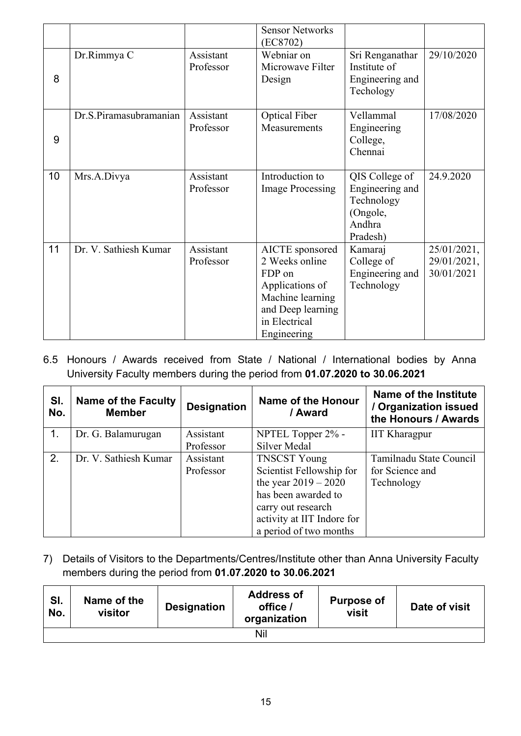|  |  |  | Sensor Networks (EC8702) |  |  |
|---|---|---|---|---|---|
| 8 | Dr.Rimmya C | Assistant Professor | Webniar on Microwave Filter Design | Sri Renganathar Institute of Engineering and Techology | 29/10/2020 |
| 9 | Dr.S.Piramasubramanian | Assistant Professor | Optical Fiber Measurements | Vellammal Engineering College, Chennai | 17/08/2020 |
| 10 | Mrs.A.Divya | Assistant Professor | Introduction to Image Processing | QIS College of Engineering and Technology (Ongole, Andhra Pradesh) | 24.9.2020 |
| 11 | Dr. V. Sathiesh Kumar | Assistant Professor | AICTE sponsored 2 Weeks online FDP on Applications of Machine learning and Deep learning in Electrical Engineering | Kamaraj College of Engineering and Technology | 25/01/2021, 29/01/2021, 30/01/2021 |

6.5 Honours / Awards received from State / National / International bodies by Anna University Faculty members during the period from **01.07.2020 to 30.06.2021**

| Sl. No. | Name of the Faculty Member | Designation | Name of the Honour / Award | Name of the Institute / Organization issued the Honours / Awards |
|---|---|---|---|---|
| 1. | Dr. G. Balamurugan | Assistant Professor | NPTEL Topper 2% - Silver Medal | IIT Kharagpur |
| 2. | Dr. V. Sathiesh Kumar | Assistant Professor | TNSCST Young Scientist Fellowship for the year 2019 – 2020 has been awarded to carry out research activity at IIT Indore for a period of two months | Tamilnadu State Council for Science and Technology |

7) Details of Visitors to the Departments/Centres/Institute other than Anna University Faculty members during the period from **01.07.2020 to 30.06.2021**

| Sl. No. | Name of the visitor | Designation | Address of office / organization | Purpose of visit | Date of visit |
|---|---|---|---|---|---|
| Nil |  |  |  |  |  |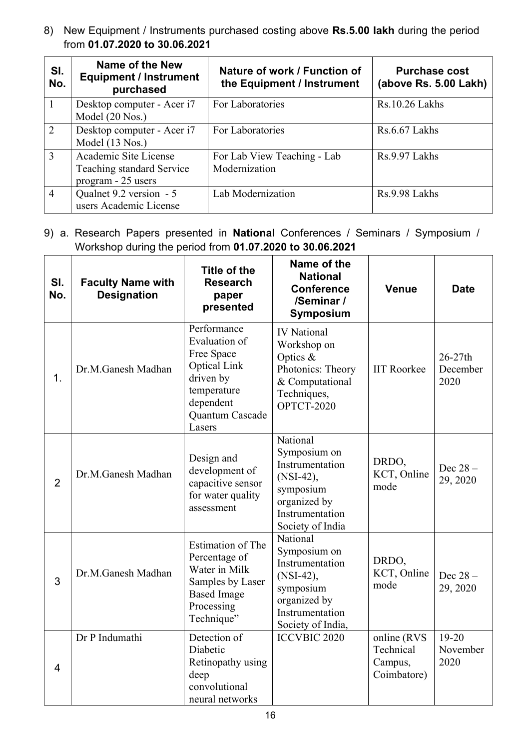8) New Equipment / Instruments purchased costing above **Rs.5.00 lakh** during the period from **01.07.2020 to 30.06.2021**

| Sl. No. | Name of the New Equipment / Instrument purchased | Nature of work / Function of the Equipment / Instrument | Purchase cost (above Rs. 5.00 Lakh) |
|---|---|---|---|
| 1 | Desktop computer - Acer i7 Model (20 Nos.) | For Laboratories | Rs.10.26 Lakhs |
| 2 | Desktop computer - Acer i7 Model (13 Nos.) | For Laboratories | Rs.6.67 Lakhs |
| 3 | Academic Site License Teaching standard Service program - 25 users | For Lab View Teaching - Lab Modernization | Rs.9.97 Lakhs |
| 4 | Qualnet 9.2 version - 5 users Academic License | Lab Modernization | Rs.9.98 Lakhs |

9) a. Research Papers presented in **National** Conferences / Seminars / Symposium / Workshop during the period from **01.07.2020 to 30.06.2021**

| Sl. No. | Faculty Name with Designation | Title of the Research paper presented | Name of the National Conference /Seminar / Symposium | Venue | Date |
|---|---|---|---|---|---|
| 1. | Dr.M.Ganesh Madhan | Performance Evaluation of Free Space Optical Link driven by temperature dependent Quantum Cascade Lasers | IV National Workshop on Optics & Photonics: Theory & Computational Techniques, OPTCT-2020 | IIT Roorkee | 26-27th December 2020 |
| 2 | Dr.M.Ganesh Madhan | Design and development of capacitive sensor for water quality assessment | National Symposium on Instrumentation (NSI-42), symposium organized by Instrumentation Society of India | DRDO, KCT, Online mode | Dec 28 – 29, 2020 |
| 3 | Dr.M.Ganesh Madhan | Estimation of The Percentage of Water in Milk Samples by Laser Based Image Processing Technique" | National Symposium on Instrumentation (NSI-42), symposium organized by Instrumentation Society of India, | DRDO, KCT, Online mode | Dec 28 – 29, 2020 |
| 4 | Dr P Indumathi | Detection of Diabetic Retinopathy using deep convolutional neural networks | ICCVBIC 2020 | online (RVS Technical Campus, Coimbatore) | 19-20 November 2020 |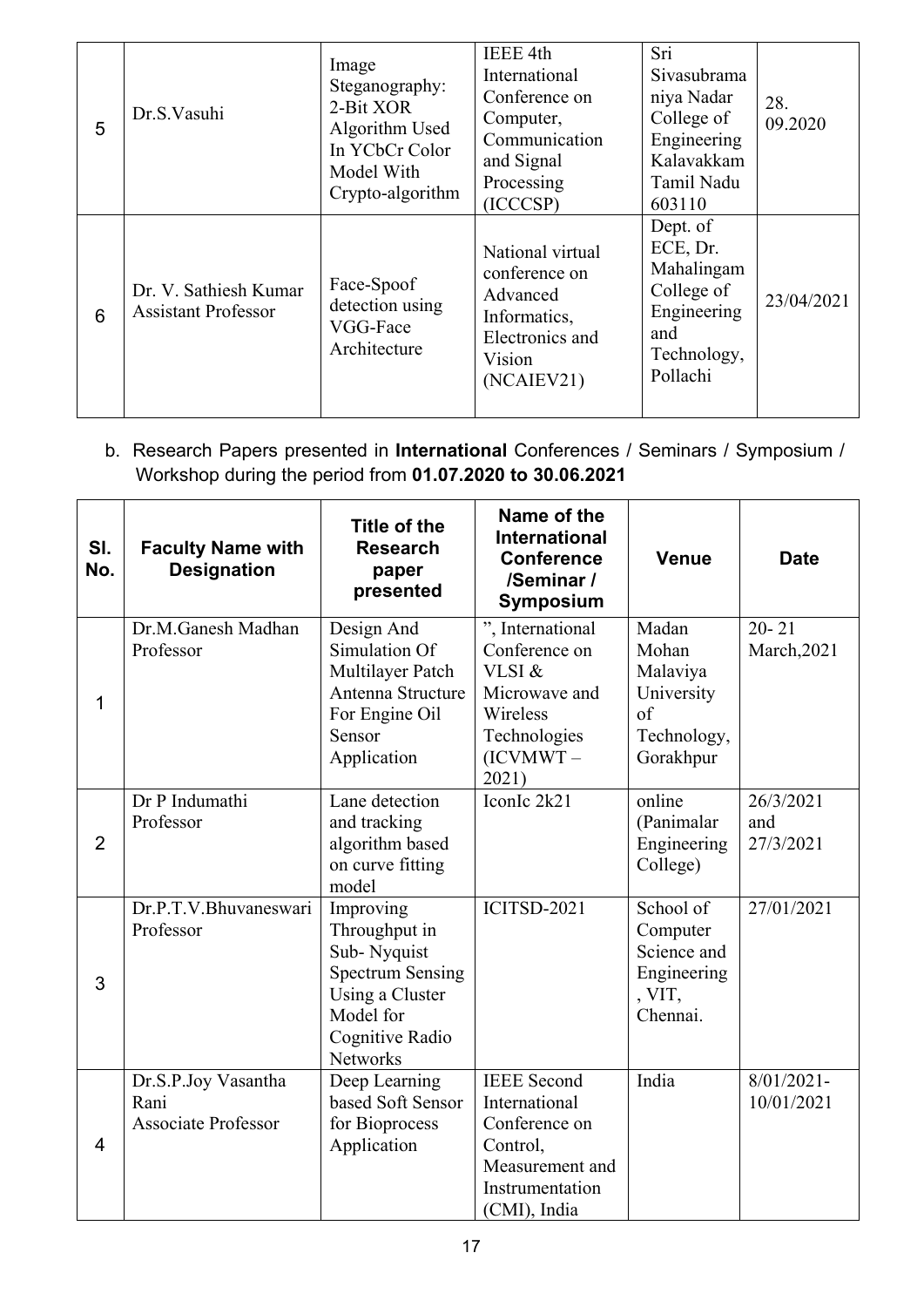| 5 | Dr.S.Vasuhi | Image Steganography: 2-Bit XOR Algorithm Used In YCbCr Color Model With Crypto-algorithm | IEEE 4th International Conference on Computer, Communication and Signal Processing (ICCCSP) | Sri Sivasubramaniya Nadar College of Engineering Kalavakkam Tamil Nadu 603110 | 28. 09.2020 |
|---|---|---|---|---|---|
| 6 | Dr. V. Sathiesh Kumar Assistant Professor | Face-Spoof detection using VGG-Face Architecture | National virtual conference on Advanced Informatics, Electronics and Vision (NCAIEV21) | Dept. of ECE, Dr. Mahalingam College of Engineering and Technology, Pollachi | 23/04/2021 |

b. Research Papers presented in **International** Conferences / Seminars / Symposium / Workshop during the period from **01.07.2020 to 30.06.2021**

| Sl. No. | Faculty Name with Designation | Title of the Research paper presented | Name of the International Conference /Seminar / Symposium | Venue | Date |
|---|---|---|---|---|---|
| 1 | Dr.M.Ganesh Madhan Professor | Design And Simulation Of Multilayer Patch Antenna Structure For Engine Oil Sensor Application | ", International Conference on VLSI & Microwave and Wireless Technologies (ICVMWT – 2021) | Madan Mohan Malaviya University of Technology, Gorakhpur | 20- 21 March,2021 |
| 2 | Dr P Indumathi Professor | Lane detection and tracking algorithm based on curve fitting model | IconIc 2k21 | online (Panimalar Engineering College) | 26/3/2021 and 27/3/2021 |
| 3 | Dr.P.T.V.Bhuvaneswari Professor | Improving Throughput in Sub- Nyquist Spectrum Sensing Using a Cluster Model for Cognitive Radio Networks | ICITSD-2021 | School of Computer Science and Engineering , VIT, Chennai. | 27/01/2021 |
| 4 | Dr.S.P.Joy Vasantha Rani Associate Professor | Deep Learning based Soft Sensor for Bioprocess Application | IEEE Second International Conference on Control, Measurement and Instrumentation (CMI), India | India | 8/01/2021- 10/01/2021 |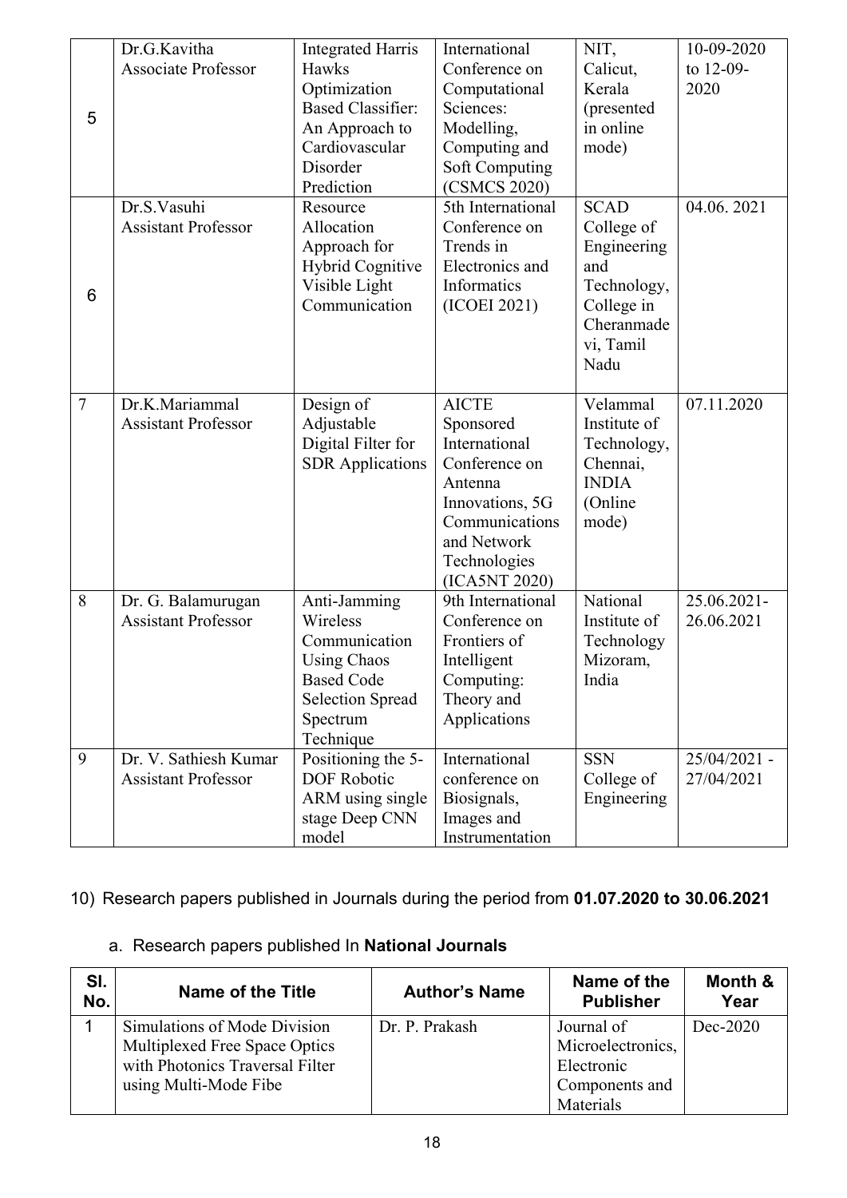| | | | | | |
|---|---|---|---|---|---|
| 5 | Dr.G.Kavitha Associate Professor | Integrated Harris Hawks Optimization Based Classifier: An Approach to Cardiovascular Disorder Prediction | International Conference on Computational Sciences: Modelling, Computing and Soft Computing (CSMCS 2020) | NIT, Calicut, Kerala (presented in online mode) | 10-09-2020 to 12-09-2020 |
| 6 | Dr.S.Vasuhi Assistant Professor | Resource Allocation Approach for Hybrid Cognitive Visible Light Communication | 5th International Conference on Trends in Electronics and Informatics (ICOEI 2021) | SCAD College of Engineering and Technology, College in Cheranmadevi, Tamil Nadu | 04.06. 2021 |
| 7 | Dr.K.Mariammal Assistant Professor | Design of Adjustable Digital Filter for SDR Applications | AICTE Sponsored International Conference on Antenna Innovations, 5G Communications and Network Technologies (ICA5NT 2020) | Velammal Institute of Technology, Chennai, INDIA (Online mode) | 07.11.2020 |
| 8 | Dr. G. Balamurugan Assistant Professor | Anti-Jamming Wireless Communication Using Chaos Based Code Selection Spread Spectrum Technique | 9th International Conference on Frontiers of Intelligent Computing: Theory and Applications | National Institute of Technology Mizoram, India | 25.06.2021-26.06.2021 |
| 9 | Dr. V. Sathiesh Kumar Assistant Professor | Positioning the 5-DOF Robotic ARM using single stage Deep CNN model | International conference on Biosignals, Images and Instrumentation | SSN College of Engineering | 25/04/2021 - 27/04/2021 |

10) Research papers published in Journals during the period from **01.07.2020 to 30.06.2021**

a. Research papers published In **National Journals**

| Sl. No. | Name of the Title | Author's Name | Name of the Publisher | Month & Year |
|---|---|---|---|---|
| 1 | Simulations of Mode Division Multiplexed Free Space Optics with Photonics Traversal Filter using Multi-Mode Fibe | Dr. P. Prakash | Journal of Microelectronics, Electronic Components and Materials | Dec-2020 |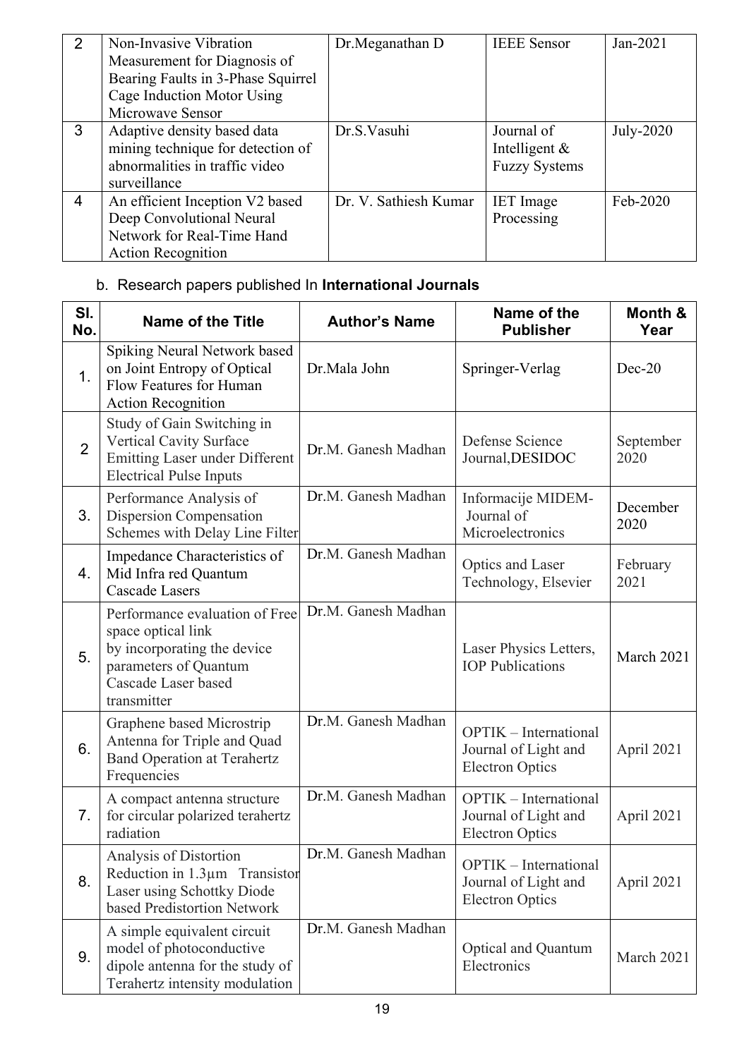| 2 | Non-Invasive Vibration Measurement for Diagnosis of Bearing Faults in 3-Phase Squirrel Cage Induction Motor Using Microwave Sensor | Dr.Meganathan D | IEEE Sensor | Jan-2021 |
|---|---|---|---|---|
| 3 | Adaptive density based data mining technique for detection of abnormalities in traffic video surveillance | Dr.S.Vasuhi | Journal of Intelligent & Fuzzy Systems | July-2020 |
| 4 | An efficient Inception V2 based Deep Convolutional Neural Network for Real-Time Hand Action Recognition | Dr. V. Sathiesh Kumar | IET Image Processing | Feb-2020 |

b. Research papers published In **International Journals**

| Sl. No. | Name of the Title | Author's Name | Name of the Publisher | Month & Year |
|---|---|---|---|---|
| 1. | Spiking Neural Network based on Joint Entropy of Optical Flow Features for Human Action Recognition | Dr.Mala John | Springer-Verlag | Dec-20 |
| 2 | Study of Gain Switching in Vertical Cavity Surface Emitting Laser under Different Electrical Pulse Inputs | Dr.M. Ganesh Madhan | Defense Science Journal,DESIDOC | September 2020 |
| 3. | Performance Analysis of Dispersion Compensation Schemes with Delay Line Filter | Dr.M. Ganesh Madhan | Informacije MIDEM- Journal of Microelectronics | December 2020 |
| 4. | Impedance Characteristics of Mid Infra red Quantum Cascade Lasers | Dr.M. Ganesh Madhan | Optics and Laser Technology, Elsevier | February 2021 |
| 5. | Performance evaluation of Free space optical link by incorporating the device parameters of Quantum Cascade Laser based transmitter | Dr.M. Ganesh Madhan | Laser Physics Letters, IOP Publications | March 2021 |
| 6. | Graphene based Microstrip Antenna for Triple and Quad Band Operation at Terahertz Frequencies | Dr.M. Ganesh Madhan | OPTIK – International Journal of Light and Electron Optics | April 2021 |
| 7. | A compact antenna structure for circular polarized terahertz radiation | Dr.M. Ganesh Madhan | OPTIK – International Journal of Light and Electron Optics | April 2021 |
| 8. | Analysis of Distortion Reduction in 1.3μm Transistor Laser using Schottky Diode based Predistortion Network | Dr.M. Ganesh Madhan | OPTIK – International Journal of Light and Electron Optics | April 2021 |
| 9. | A simple equivalent circuit model of photoconductive dipole antenna for the study of Terahertz intensity modulation | Dr.M. Ganesh Madhan | Optical and Quantum Electronics | March 2021 |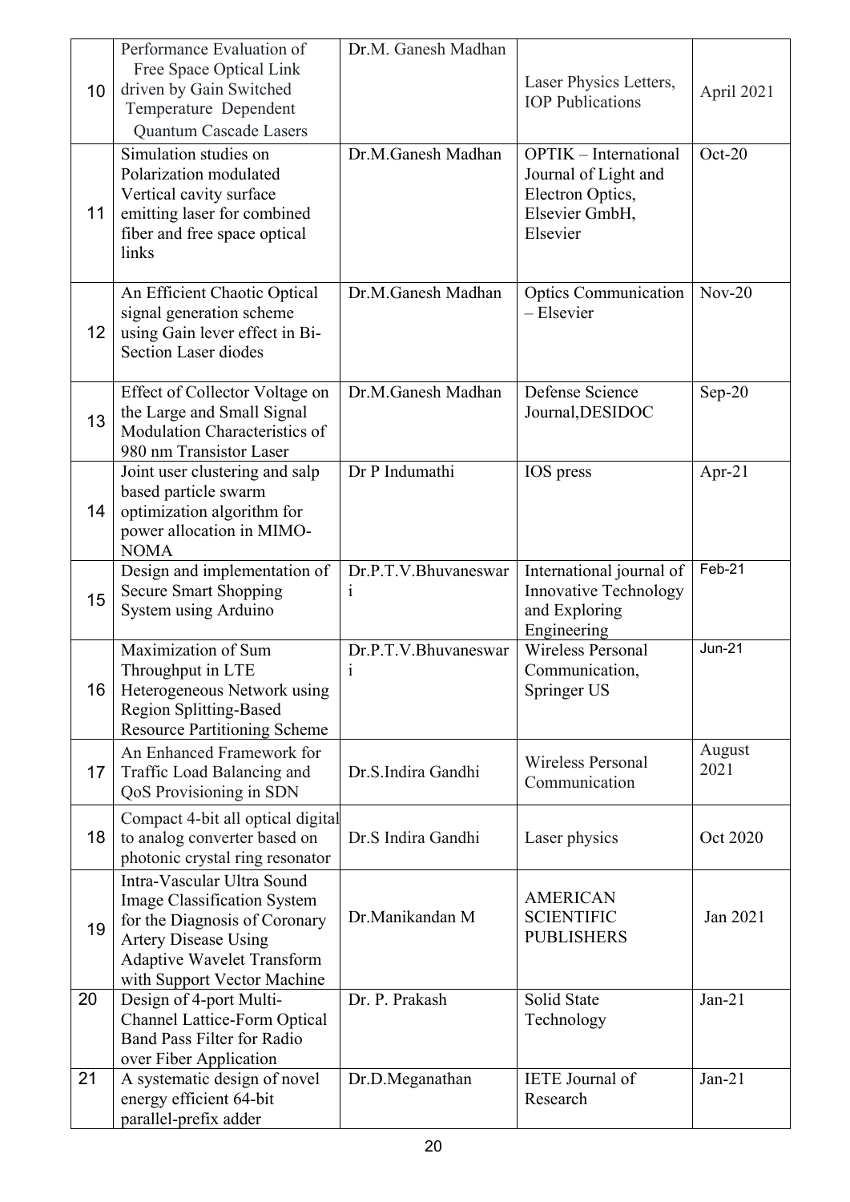| 10 | Performance Evaluation of Free Space Optical Link driven by Gain Switched Temperature Dependent Quantum Cascade Lasers | Dr.M. Ganesh Madhan | Laser Physics Letters, IOP Publications | April 2021 |
|---|---|---|---|---|
| 11 | Simulation studies on Polarization modulated Vertical cavity surface emitting laser for combined fiber and free space optical links | Dr.M.Ganesh Madhan | OPTIK – International Journal of Light and Electron Optics, Elsevier GmbH, Elsevier | Oct-20 |
| 12 | An Efficient Chaotic Optical signal generation scheme using Gain lever effect in Bi-Section Laser diodes | Dr.M.Ganesh Madhan | Optics Communication – Elsevier | Nov-20 |
| 13 | Effect of Collector Voltage on the Large and Small Signal Modulation Characteristics of 980 nm Transistor Laser | Dr.M.Ganesh Madhan | Defense Science Journal,DESIDOC | Sep-20 |
| 14 | Joint user clustering and salp based particle swarm optimization algorithm for power allocation in MIMO-NOMA | Dr P Indumathi | IOS press | Apr-21 |
| 15 | Design and implementation of Secure Smart Shopping System using Arduino | Dr.P.T.V.Bhuvaneswari | International journal of Innovative Technology and Exploring Engineering | Feb-21 |
| 16 | Maximization of Sum Throughput in LTE Heterogeneous Network using Region Splitting-Based Resource Partitioning Scheme | Dr.P.T.V.Bhuvaneswari | Wireless Personal Communication, Springer US | Jun-21 |
| 17 | An Enhanced Framework for Traffic Load Balancing and QoS Provisioning in SDN | Dr.S.Indira Gandhi | Wireless Personal Communication | August 2021 |
| 18 | Compact 4-bit all optical digital to analog converter based on photonic crystal ring resonator | Dr.S Indira Gandhi | Laser physics | Oct 2020 |
| 19 | Intra-Vascular Ultra Sound Image Classification System for the Diagnosis of Coronary Artery Disease Using Adaptive Wavelet Transform with Support Vector Machine | Dr.Manikandan M | AMERICAN SCIENTIFIC PUBLISHERS | Jan 2021 |
| 20 | Design of 4-port Multi-Channel Lattice-Form Optical Band Pass Filter for Radio over Fiber Application | Dr. P. Prakash | Solid State Technology | Jan-21 |
| 21 | A systematic design of novel energy efficient 64-bit parallel-prefix adder | Dr.D.Meganathan | IETE Journal of Research | Jan-21 |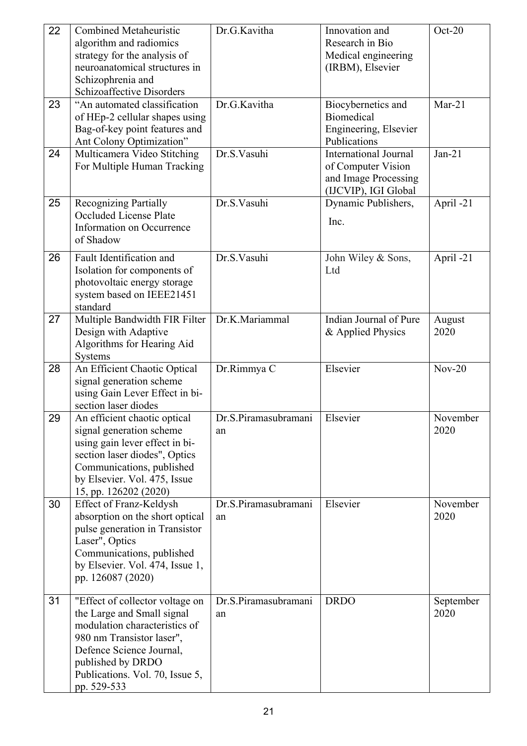| 22 | Combined Metaheuristic algorithm and radiomics strategy for the analysis of neuroanatomical structures in Schizophrenia and Schizoaffective Disorders | Dr.G.Kavitha | Innovation and Research in Bio Medical engineering (IRBM), Elsevier | Oct-20 |
|---|---|---|---|---|
| 23 | "An automated classification of HEp-2 cellular shapes using Bag-of-key point features and Ant Colony Optimization" | Dr.G.Kavitha | Biocybernetics and Biomedical Engineering, Elsevier Publications | Mar-21 |
| 24 | Multicamera Video Stitching For Multiple Human Tracking | Dr.S.Vasuhi | International Journal of Computer Vision and Image Processing (IJCVIP), IGI Global | Jan-21 |
| 25 | Recognizing Partially Occluded License Plate Information on Occurrence of Shadow | Dr.S.Vasuhi | Dynamic Publishers, Inc. | April -21 |
| 26 | Fault Identification and Isolation for components of photovoltaic energy storage system based on IEEE21451 standard | Dr.S.Vasuhi | John Wiley & Sons, Ltd | April -21 |
| 27 | Multiple Bandwidth FIR Filter Design with Adaptive Algorithms for Hearing Aid Systems | Dr.K.Mariammal | Indian Journal of Pure & Applied Physics | August 2020 |
| 28 | An Efficient Chaotic Optical signal generation scheme using Gain Lever Effect in bi-section laser diodes | Dr.Rimmya C | Elsevier | Nov-20 |
| 29 | An efficient chaotic optical signal generation scheme using gain lever effect in bi-section laser diodes", Optics Communications, published by Elsevier. Vol. 475, Issue 15, pp. 126202 (2020) | Dr.S.Piramasubramanian | Elsevier | November 2020 |
| 30 | Effect of Franz-Keldysh absorption on the short optical pulse generation in Transistor Laser", Optics Communications, published by Elsevier. Vol. 474, Issue 1, pp. 126087 (2020) | Dr.S.Piramasubramanian | Elsevier | November 2020 |
| 31 | "Effect of collector voltage on the Large and Small signal modulation characteristics of 980 nm Transistor laser", Defence Science Journal, published by DRDO Publications. Vol. 70, Issue 5, pp. 529-533 | Dr.S.Piramasubramanian | DRDO | September 2020 |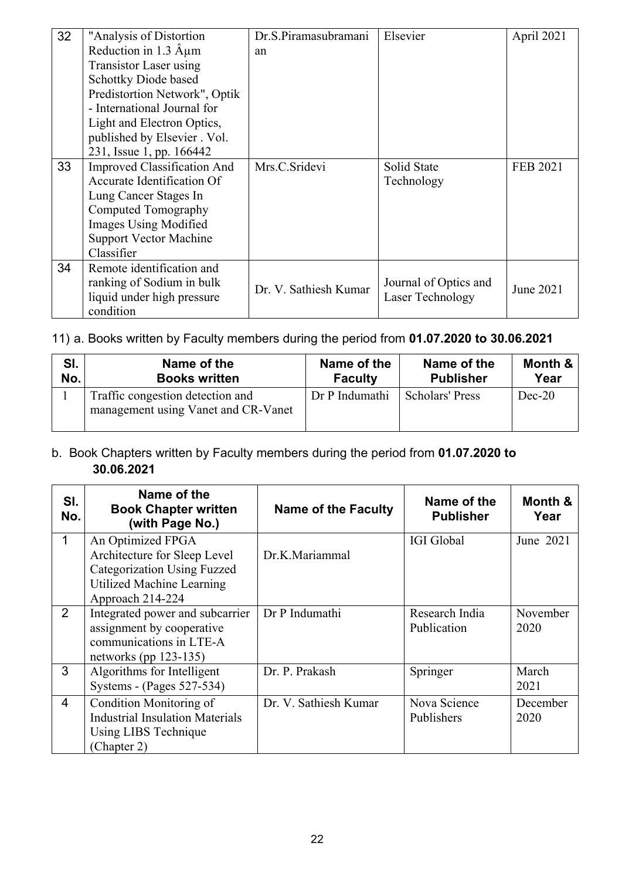| 32 | "Analysis of Distortion Reduction in 1.3 Âµm Transistor Laser using Schottky Diode based Predistortion Network", Optik - International Journal for Light and Electron Optics, published by Elsevier . Vol. 231, Issue 1, pp. 166442 | Dr.S.Piramasubramanian | Elsevier | April 2021 |
|---|---|---|---|---|
| 33 | Improved Classification And Accurate Identification Of Lung Cancer Stages In Computed Tomography Images Using Modified Support Vector Machine Classifier | Mrs.C.Sridevi | Solid State Technology | FEB 2021 |
| 34 | Remote identification and ranking of Sodium in bulk liquid under high pressure condition | Dr. V. Sathiesh Kumar | Journal of Optics and Laser Technology | June 2021 |

11) a. Books written by Faculty members during the period from **01.07.2020 to 30.06.2021**

| Sl. No. | Name of the Books written | Name of the Faculty | Name of the Publisher | Month & Year |
|---|---|---|---|---|
| 1 | Traffic congestion detection and management using Vanet and CR-Vanet | Dr P Indumathi | Scholars' Press | Dec-20 |

b. Book Chapters written by Faculty members during the period from **01.07.2020 to 30.06.2021**

| Sl. No. | Name of the Book Chapter written (with Page No.) | Name of the Faculty | Name of the Publisher | Month & Year |
|---|---|---|---|---|
| 1 | An Optimized FPGA Architecture for Sleep Level Categorization Using Fuzzed Utilized Machine Learning Approach 214-224 | Dr.K.Mariammal | IGI Global | June 2021 |
| 2 | Integrated power and subcarrier assignment by cooperative communications in LTE-A networks (pp 123-135) | Dr P Indumathi | Research India Publication | November 2020 |
| 3 | Algorithms for Intelligent Systems - (Pages 527-534) | Dr. P. Prakash | Springer | March 2021 |
| 4 | Condition Monitoring of Industrial Insulation Materials Using LIBS Technique (Chapter 2) | Dr. V. Sathiesh Kumar | Nova Science Publishers | December 2020 |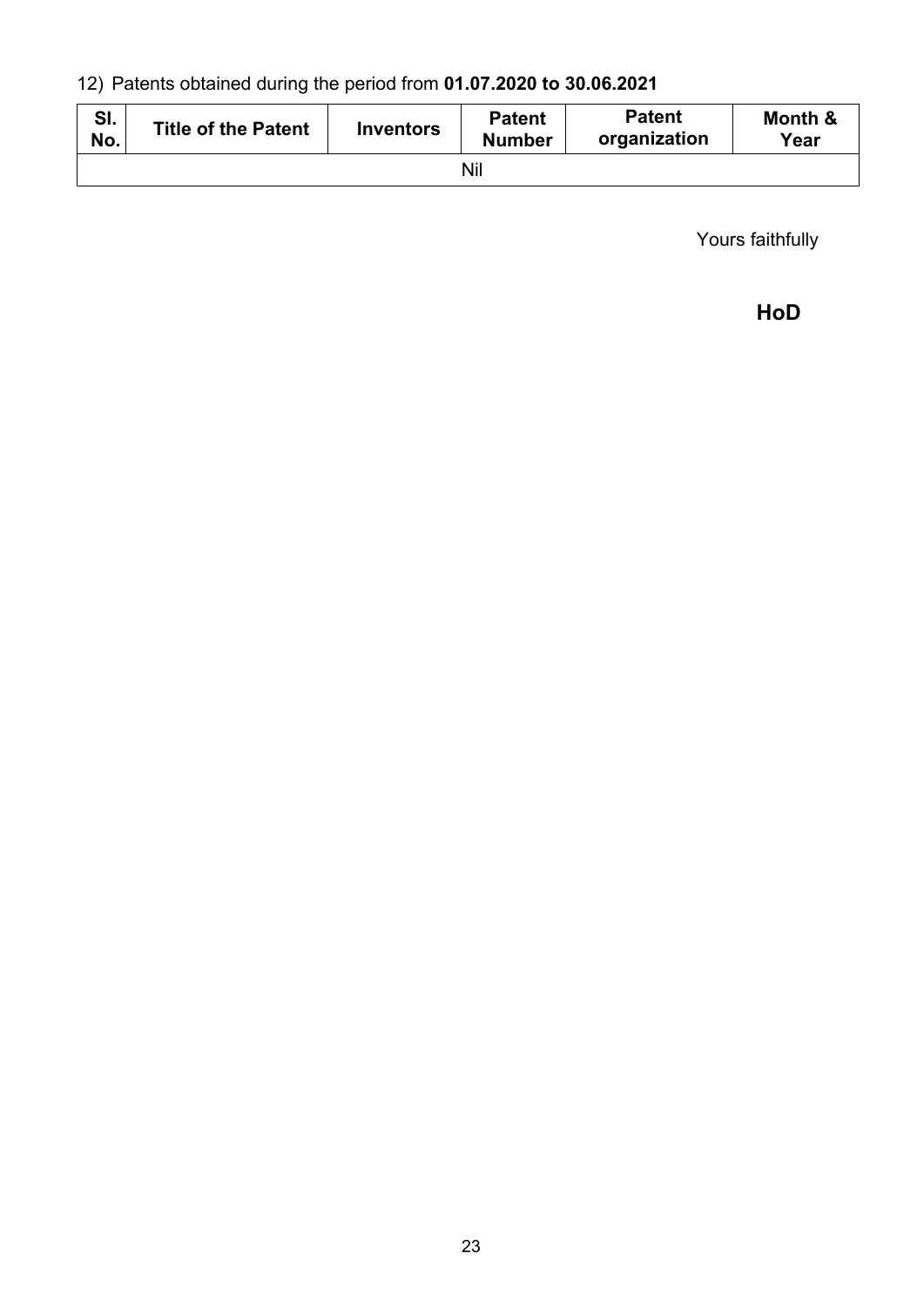12) Patents obtained during the period from **01.07.2020 to 30.06.2021**

| Sl. No. | Title of the Patent | Inventors | Patent Number | Patent organization | Month & Year |
|---|---|---|---|---|---|
| Nil | | | | | |

Yours faithfully

**HoD**